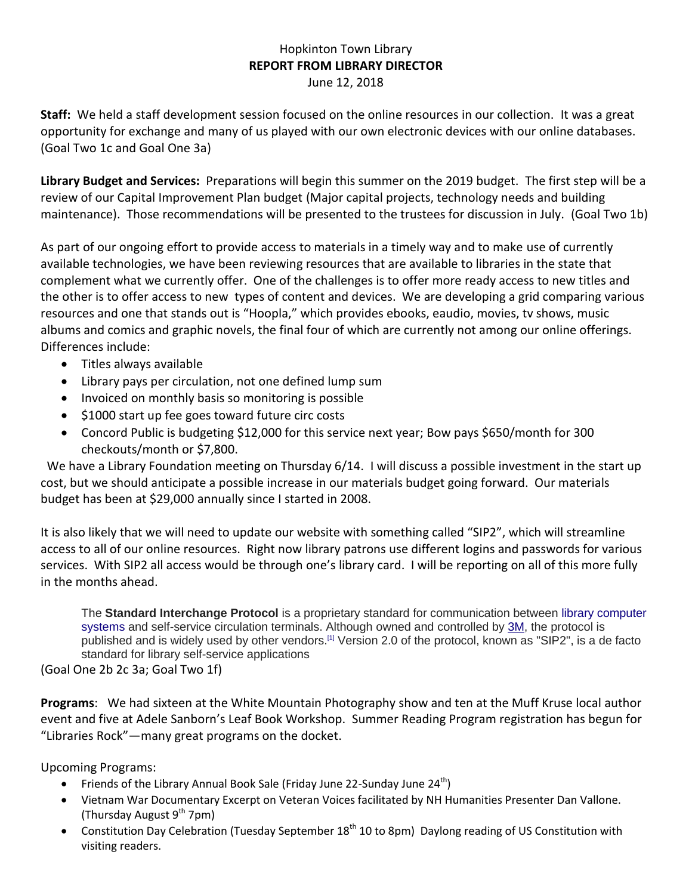Hopkinton Town Library
**REPORT FROM LIBRARY DIRECTOR**
June 12, 2018

**Staff:** We held a staff development session focused on the online resources in our collection. It was a great opportunity for exchange and many of us played with our own electronic devices with our online databases. (Goal Two 1c and Goal One 3a)

**Library Budget and Services:** Preparations will begin this summer on the 2019 budget. The first step will be a review of our Capital Improvement Plan budget (Major capital projects, technology needs and building maintenance). Those recommendations will be presented to the trustees for discussion in July. (Goal Two 1b)

As part of our ongoing effort to provide access to materials in a timely way and to make use of currently available technologies, we have been reviewing resources that are available to libraries in the state that complement what we currently offer. One of the challenges is to offer more ready access to new titles and the other is to offer access to new types of content and devices. We are developing a grid comparing various resources and one that stands out is "Hoopla," which provides ebooks, eaudio, movies, tv shows, music albums and comics and graphic novels, the final four of which are currently not among our online offerings. Differences include:

- Titles always available
- Library pays per circulation, not one defined lump sum
- Invoiced on monthly basis so monitoring is possible
- $1000 start up fee goes toward future circ costs
- Concord Public is budgeting $12,000 for this service next year; Bow pays $650/month for 300 checkouts/month or $7,800.

We have a Library Foundation meeting on Thursday 6/14. I will discuss a possible investment in the start up cost, but we should anticipate a possible increase in our materials budget going forward. Our materials budget has been at $29,000 annually since I started in 2008.

It is also likely that we will need to update our website with something called "SIP2", which will streamline access to all of our online resources. Right now library patrons use different logins and passwords for various services. With SIP2 all access would be through one's library card. I will be reporting on all of this more fully in the months ahead.

> The **Standard Interchange Protocol** is a proprietary standard for communication between library computer systems and self-service circulation terminals. Although owned and controlled by 3M, the protocol is published and is widely used by other vendors.[1] Version 2.0 of the protocol, known as "SIP2", is a de facto standard for library self-service applications

(Goal One 2b 2c 3a; Goal Two 1f)

**Programs**: We had sixteen at the White Mountain Photography show and ten at the Muff Kruse local author event and five at Adele Sanborn's Leaf Book Workshop. Summer Reading Program registration has begun for "Libraries Rock"—many great programs on the docket.

Upcoming Programs:

- Friends of the Library Annual Book Sale (Friday June 22-Sunday June 24th)
- Vietnam War Documentary Excerpt on Veteran Voices facilitated by NH Humanities Presenter Dan Vallone. (Thursday August 9th 7pm)
- Constitution Day Celebration (Tuesday September 18th 10 to 8pm) Daylong reading of US Constitution with visiting readers.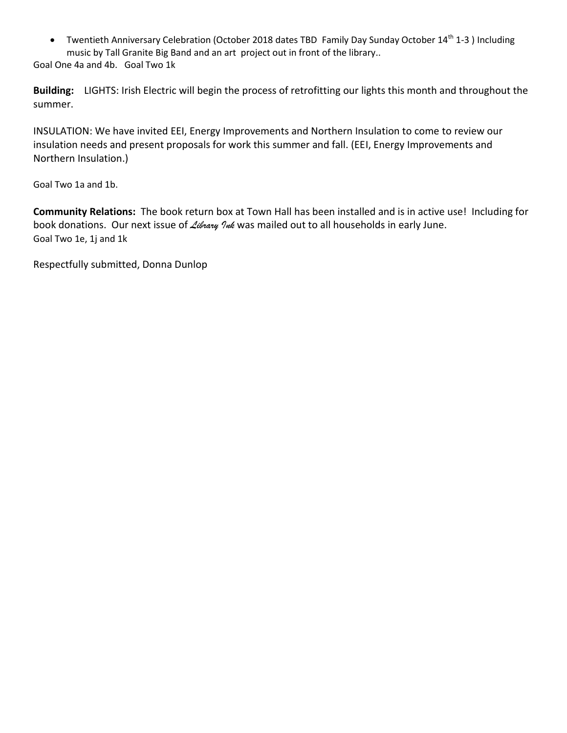- Twentieth Anniversary Celebration (October 2018 dates TBD Family Day Sunday October 14th 1-3 ) Including music by Tall Granite Big Band and an art project out in front of the library..

Goal One 4a and 4b. Goal Two 1k

**Building:** LIGHTS: Irish Electric will begin the process of retrofitting our lights this month and throughout the summer.

INSULATION: We have invited EEI, Energy Improvements and Northern Insulation to come to review our insulation needs and present proposals for work this summer and fall. (EEI, Energy Improvements and Northern Insulation.)

Goal Two 1a and 1b.

**Community Relations:** The book return box at Town Hall has been installed and is in active use! Including for book donations. Our next issue of *Library Ink* was mailed out to all households in early June.

Goal Two 1e, 1j and 1k

Respectfully submitted, Donna Dunlop